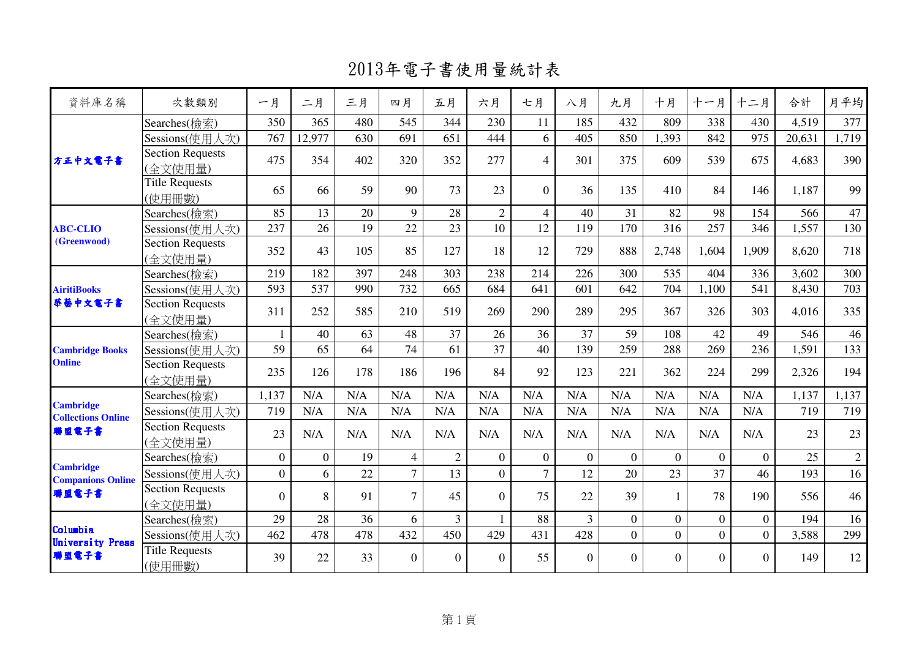# 2013年電子書使用量統計表

| 資料庫名稱 | 次數類別 | 一月 | 二月 | 三月 | 四月 | 五月 | 六月 | 七月 | 八月 | 九月 | 十月 | 十一月 | 十二月 | 合計 | 月平均 |
|---|---|---|---|---|---|---|---|---|---|---|---|---|---|---|---|
| 方正中文電子書 | Searches(檢索) | 350 | 365 | 480 | 545 | 344 | 230 | 11 | 185 | 432 | 809 | 338 | 430 | 4,519 | 377 |
| | Sessions(使用人次) | 767 | 12,977 | 630 | 691 | 651 | 444 | 6 | 405 | 850 | 1,393 | 842 | 975 | 20,631 | 1,719 |
| | Section Requests (全文使用量) | 475 | 354 | 402 | 320 | 352 | 277 | 4 | 301 | 375 | 609 | 539 | 675 | 4,683 | 390 |
| | Title Requests (使用冊數) | 65 | 66 | 59 | 90 | 73 | 23 | 0 | 36 | 135 | 410 | 84 | 146 | 1,187 | 99 |
| ABC-CLIO (Greenwood) | Searches(檢索) | 85 | 13 | 20 | 9 | 28 | 2 | 4 | 40 | 31 | 82 | 98 | 154 | 566 | 47 |
| | Sessions(使用人次) | 237 | 26 | 19 | 22 | 23 | 10 | 12 | 119 | 170 | 316 | 257 | 346 | 1,557 | 130 |
| | Section Requests (全文使用量) | 352 | 43 | 105 | 85 | 127 | 18 | 12 | 729 | 888 | 2,748 | 1,604 | 1,909 | 8,620 | 718 |
| AiritiBooks 華藝中文電子書 | Searches(檢索) | 219 | 182 | 397 | 248 | 303 | 238 | 214 | 226 | 300 | 535 | 404 | 336 | 3,602 | 300 |
| | Sessions(使用人次) | 593 | 537 | 990 | 732 | 665 | 684 | 641 | 601 | 642 | 704 | 1,100 | 541 | 8,430 | 703 |
| | Section Requests (全文使用量) | 311 | 252 | 585 | 210 | 519 | 269 | 290 | 289 | 295 | 367 | 326 | 303 | 4,016 | 335 |
| Cambridge Books Online | Searches(檢索) | 1 | 40 | 63 | 48 | 37 | 26 | 36 | 37 | 59 | 108 | 42 | 49 | 546 | 46 |
| | Sessions(使用人次) | 59 | 65 | 64 | 74 | 61 | 37 | 40 | 139 | 259 | 288 | 269 | 236 | 1,591 | 133 |
| | Section Requests (全文使用量) | 235 | 126 | 178 | 186 | 196 | 84 | 92 | 123 | 221 | 362 | 224 | 299 | 2,326 | 194 |
| Cambridge Collections Online 聯盟電子書 | Searches(檢索) | 1,137 | N/A | N/A | N/A | N/A | N/A | N/A | N/A | N/A | N/A | N/A | N/A | 1,137 | 1,137 |
| | Sessions(使用人次) | 719 | N/A | N/A | N/A | N/A | N/A | N/A | N/A | N/A | N/A | N/A | N/A | 719 | 719 |
| | Section Requests (全文使用量) | 23 | N/A | N/A | N/A | N/A | N/A | N/A | N/A | N/A | N/A | N/A | N/A | 23 | 23 |
| Cambridge Companions Online 聯盟電子書 | Searches(檢索) | 0 | 0 | 19 | 4 | 2 | 0 | 0 | 0 | 0 | 0 | 0 | 0 | 25 | 2 |
| | Sessions(使用人次) | 0 | 6 | 22 | 7 | 13 | 0 | 7 | 12 | 20 | 23 | 37 | 46 | 193 | 16 |
| | Section Requests (全文使用量) | 0 | 8 | 91 | 7 | 45 | 0 | 75 | 22 | 39 | 1 | 78 | 190 | 556 | 46 |
| Columbia University Press 聯盟電子書 | Searches(檢索) | 29 | 28 | 36 | 6 | 3 | 1 | 88 | 3 | 0 | 0 | 0 | 0 | 194 | 16 |
| | Sessions(使用人次) | 462 | 478 | 478 | 432 | 450 | 429 | 431 | 428 | 0 | 0 | 0 | 0 | 3,588 | 299 |
| | Title Requests (使用冊數) | 39 | 22 | 33 | 0 | 0 | 0 | 55 | 0 | 0 | 0 | 0 | 0 | 149 | 12 |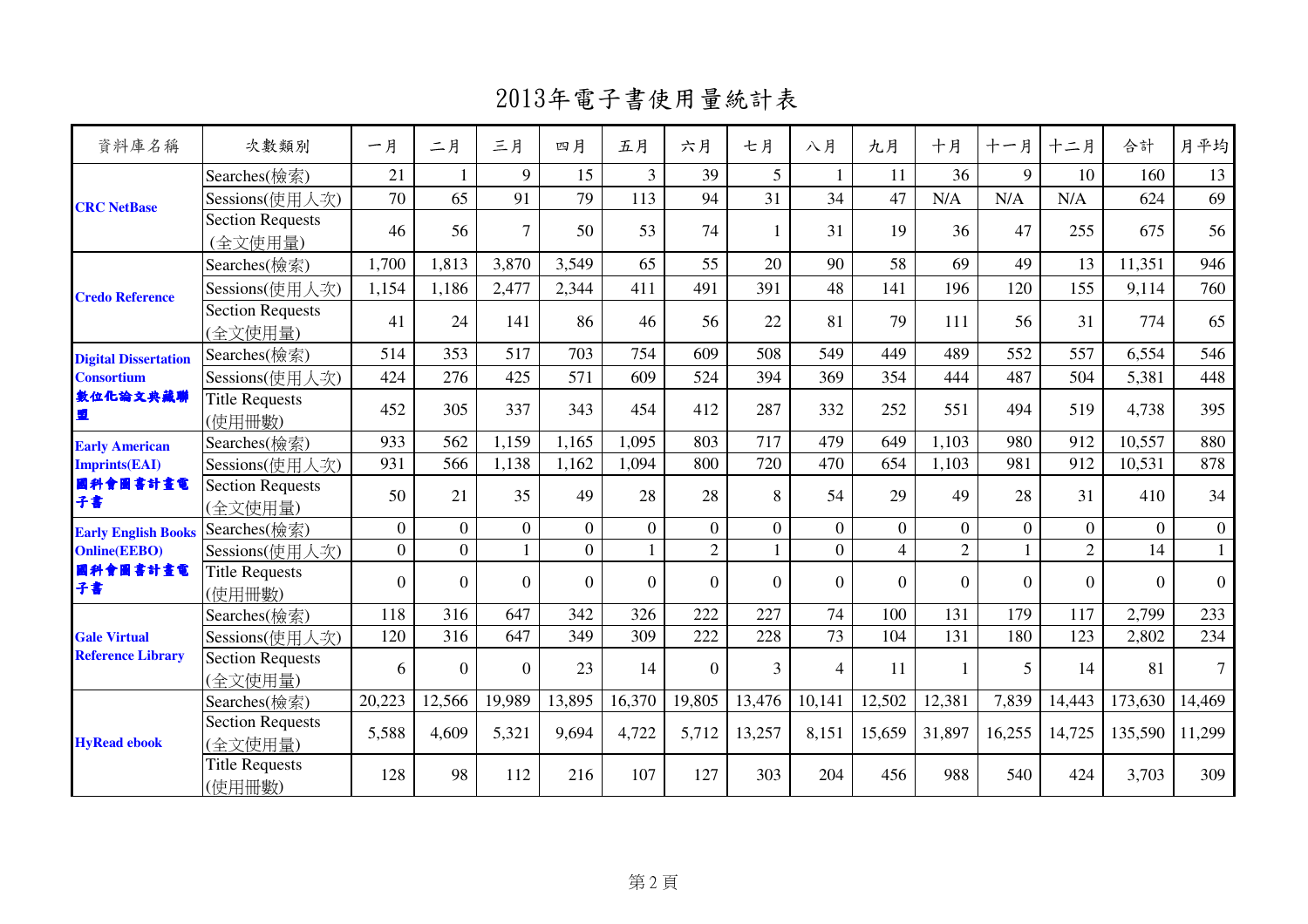# 2013年電子書使用量統計表

| 資料庫名稱 | 次數類別 | 一月 | 二月 | 三月 | 四月 | 五月 | 六月 | 七月 | 八月 | 九月 | 十月 | 十一月 | 十二月 | 合計 | 月平均 |
|---|---|---|---|---|---|---|---|---|---|---|---|---|---|---|---|
| **CRC NetBase** | Searches(檢索) | 21 | 1 | 9 | 15 | 3 | 39 | 5 | 1 | 11 | 36 | 9 | 10 | 160 | 13 |
| | Sessions(使用人次) | 70 | 65 | 91 | 79 | 113 | 94 | 31 | 34 | 47 | N/A | N/A | N/A | 624 | 69 |
| | Section Requests (全文使用量) | 46 | 56 | 7 | 50 | 53 | 74 | 1 | 31 | 19 | 36 | 47 | 255 | 675 | 56 |
| **Credo Reference** | Searches(檢索) | 1,700 | 1,813 | 3,870 | 3,549 | 65 | 55 | 20 | 90 | 58 | 69 | 49 | 13 | 11,351 | 946 |
| | Sessions(使用人次) | 1,154 | 1,186 | 2,477 | 2,344 | 411 | 491 | 391 | 48 | 141 | 196 | 120 | 155 | 9,114 | 760 |
| | Section Requests (全文使用量) | 41 | 24 | 141 | 86 | 46 | 56 | 22 | 81 | 79 | 111 | 56 | 31 | 774 | 65 |
| **Digital Dissertation Consortium 數位化論文典藏聯盟** | Searches(檢索) | 514 | 353 | 517 | 703 | 754 | 609 | 508 | 549 | 449 | 489 | 552 | 557 | 6,554 | 546 |
| | Sessions(使用人次) | 424 | 276 | 425 | 571 | 609 | 524 | 394 | 369 | 354 | 444 | 487 | 504 | 5,381 | 448 |
| | Title Requests (使用冊數) | 452 | 305 | 337 | 343 | 454 | 412 | 287 | 332 | 252 | 551 | 494 | 519 | 4,738 | 395 |
| **Early American Imprints(EAI) 國科會圖書計畫電子書** | Searches(檢索) | 933 | 562 | 1,159 | 1,165 | 1,095 | 803 | 717 | 479 | 649 | 1,103 | 980 | 912 | 10,557 | 880 |
| | Sessions(使用人次) | 931 | 566 | 1,138 | 1,162 | 1,094 | 800 | 720 | 470 | 654 | 1,103 | 981 | 912 | 10,531 | 878 |
| | Section Requests (全文使用量) | 50 | 21 | 35 | 49 | 28 | 28 | 8 | 54 | 29 | 49 | 28 | 31 | 410 | 34 |
| **Early English Books Online(EEBO) 國科會圖書計畫電子書** | Searches(檢索) | 0 | 0 | 0 | 0 | 0 | 0 | 0 | 0 | 0 | 0 | 0 | 0 | 0 | 0 |
| | Sessions(使用人次) | 0 | 0 | 1 | 0 | 1 | 2 | 1 | 0 | 4 | 2 | 1 | 2 | 14 | 1 |
| | Title Requests (使用冊數) | 0 | 0 | 0 | 0 | 0 | 0 | 0 | 0 | 0 | 0 | 0 | 0 | 0 | 0 |
| **Gale Virtual Reference Library** | Searches(檢索) | 118 | 316 | 647 | 342 | 326 | 222 | 227 | 74 | 100 | 131 | 179 | 117 | 2,799 | 233 |
| | Sessions(使用人次) | 120 | 316 | 647 | 349 | 309 | 222 | 228 | 73 | 104 | 131 | 180 | 123 | 2,802 | 234 |
| | Section Requests (全文使用量) | 6 | 0 | 0 | 23 | 14 | 0 | 3 | 4 | 11 | 1 | 5 | 14 | 81 | 7 |
| **HyRead ebook** | Searches(檢索) | 20,223 | 12,566 | 19,989 | 13,895 | 16,370 | 19,805 | 13,476 | 10,141 | 12,502 | 12,381 | 7,839 | 14,443 | 173,630 | 14,469 |
| | Section Requests (全文使用量) | 5,588 | 4,609 | 5,321 | 9,694 | 4,722 | 5,712 | 13,257 | 8,151 | 15,659 | 31,897 | 16,255 | 14,725 | 135,590 | 11,299 |
| | Title Requests (使用冊數) | 128 | 98 | 112 | 216 | 107 | 127 | 303 | 204 | 456 | 988 | 540 | 424 | 3,703 | 309 |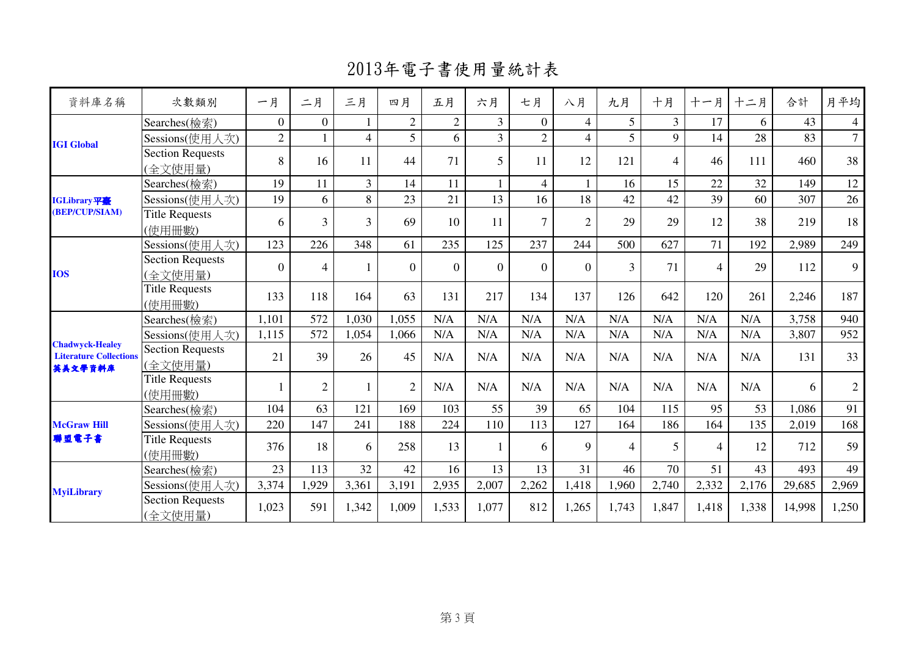# 2013年電子書使用量統計表

| 資料庫名稱 | 次數類別 | 一月 | 二月 | 三月 | 四月 | 五月 | 六月 | 七月 | 八月 | 九月 | 十月 | 十一月 | 十二月 | 合計 | 月平均 |
|---|---|---|---|---|---|---|---|---|---|---|---|---|---|---|---|
| **IGI Global** | Searches(檢索) | 0 | 0 | 1 | 2 | 2 | 3 | 0 | 4 | 5 | 3 | 17 | 6 | 43 | 4 |
| | Sessions(使用人次) | 2 | 1 | 4 | 5 | 6 | 3 | 2 | 4 | 5 | 9 | 14 | 28 | 83 | 7 |
| | Section Requests (全文使用量) | 8 | 16 | 11 | 44 | 71 | 5 | 11 | 12 | 121 | 4 | 46 | 111 | 460 | 38 |
| **IGLibrary平臺 (BEP/CUP/SIAM)** | Searches(檢索) | 19 | 11 | 3 | 14 | 11 | 1 | 4 | 1 | 16 | 15 | 22 | 32 | 149 | 12 |
| | Sessions(使用人次) | 19 | 6 | 8 | 23 | 21 | 13 | 16 | 18 | 42 | 42 | 39 | 60 | 307 | 26 |
| | Title Requests (使用冊數) | 6 | 3 | 3 | 69 | 10 | 11 | 7 | 2 | 29 | 29 | 12 | 38 | 219 | 18 |
| **IOS** | Sessions(使用人次) | 123 | 226 | 348 | 61 | 235 | 125 | 237 | 244 | 500 | 627 | 71 | 192 | 2,989 | 249 |
| | Section Requests (全文使用量) | 0 | 4 | 1 | 0 | 0 | 0 | 0 | 0 | 3 | 71 | 4 | 29 | 112 | 9 |
| | Title Requests (使用冊數) | 133 | 118 | 164 | 63 | 131 | 217 | 134 | 137 | 126 | 642 | 120 | 261 | 2,246 | 187 |
| **Chadwyck-Healey Literature Collections 英美文學資料庫** | Searches(檢索) | 1,101 | 572 | 1,030 | 1,055 | N/A | N/A | N/A | N/A | N/A | N/A | N/A | N/A | 3,758 | 940 |
| | Sessions(使用人次) | 1,115 | 572 | 1,054 | 1,066 | N/A | N/A | N/A | N/A | N/A | N/A | N/A | N/A | 3,807 | 952 |
| | Section Requests (全文使用量) | 21 | 39 | 26 | 45 | N/A | N/A | N/A | N/A | N/A | N/A | N/A | N/A | 131 | 33 |
| | Title Requests (使用冊數) | 1 | 2 | 1 | 2 | N/A | N/A | N/A | N/A | N/A | N/A | N/A | N/A | 6 | 2 |
| **McGraw Hill 聯盟電子書** | Searches(檢索) | 104 | 63 | 121 | 169 | 103 | 55 | 39 | 65 | 104 | 115 | 95 | 53 | 1,086 | 91 |
| | Sessions(使用人次) | 220 | 147 | 241 | 188 | 224 | 110 | 113 | 127 | 164 | 186 | 164 | 135 | 2,019 | 168 |
| | Title Requests (使用冊數) | 376 | 18 | 6 | 258 | 13 | 1 | 6 | 9 | 4 | 5 | 4 | 12 | 712 | 59 |
| **MyiLibrary** | Searches(檢索) | 23 | 113 | 32 | 42 | 16 | 13 | 13 | 31 | 46 | 70 | 51 | 43 | 493 | 49 |
| | Sessions(使用人次) | 3,374 | 1,929 | 3,361 | 3,191 | 2,935 | 2,007 | 2,262 | 1,418 | 1,960 | 2,740 | 2,332 | 2,176 | 29,685 | 2,969 |
| | Section Requests (全文使用量) | 1,023 | 591 | 1,342 | 1,009 | 1,533 | 1,077 | 812 | 1,265 | 1,743 | 1,847 | 1,418 | 1,338 | 14,998 | 1,250 |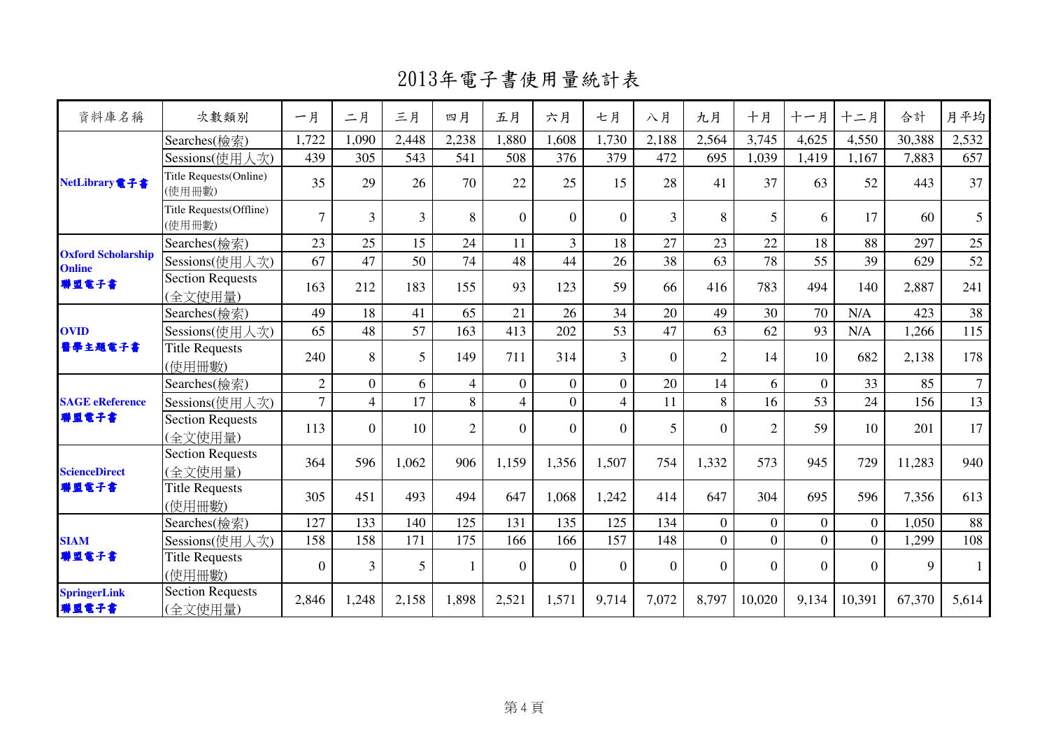# 2013年電子書使用量統計表

| 資料庫名稱 | 次數類別 | 一月 | 二月 | 三月 | 四月 | 五月 | 六月 | 七月 | 八月 | 九月 | 十月 | 十一月 | 十二月 | 合計 | 月平均 |
|---|---|---|---|---|---|---|---|---|---|---|---|---|---|---|---|
| **NetLibrary電子書** | Searches(檢索) | 1,722 | 1,090 | 2,448 | 2,238 | 1,880 | 1,608 | 1,730 | 2,188 | 2,564 | 3,745 | 4,625 | 4,550 | 30,388 | 2,532 |
| | Sessions(使用人次) | 439 | 305 | 543 | 541 | 508 | 376 | 379 | 472 | 695 | 1,039 | 1,419 | 1,167 | 7,883 | 657 |
| | Title Requests(Online)(使用冊數) | 35 | 29 | 26 | 70 | 22 | 25 | 15 | 28 | 41 | 37 | 63 | 52 | 443 | 37 |
| | Title Requests(Offline)(使用冊數) | 7 | 3 | 3 | 8 | 0 | 0 | 0 | 3 | 8 | 5 | 6 | 17 | 60 | 5 |
| **Oxford Scholarship Online 聯盟電子書** | Searches(檢索) | 23 | 25 | 15 | 24 | 11 | 3 | 18 | 27 | 23 | 22 | 18 | 88 | 297 | 25 |
| | Sessions(使用人次) | 67 | 47 | 50 | 74 | 48 | 44 | 26 | 38 | 63 | 78 | 55 | 39 | 629 | 52 |
| | Section Requests(全文使用量) | 163 | 212 | 183 | 155 | 93 | 123 | 59 | 66 | 416 | 783 | 494 | 140 | 2,887 | 241 |
| **OVID 醫學主題電子書** | Searches(檢索) | 49 | 18 | 41 | 65 | 21 | 26 | 34 | 20 | 49 | 30 | 70 | N/A | 423 | 38 |
| | Sessions(使用人次) | 65 | 48 | 57 | 163 | 413 | 202 | 53 | 47 | 63 | 62 | 93 | N/A | 1,266 | 115 |
| | Title Requests(使用冊數) | 240 | 8 | 5 | 149 | 711 | 314 | 3 | 0 | 2 | 14 | 10 | 682 | 2,138 | 178 |
| **SAGE eReference 聯盟電子書** | Searches(檢索) | 2 | 0 | 6 | 4 | 0 | 0 | 0 | 20 | 14 | 6 | 0 | 33 | 85 | 7 |
| | Sessions(使用人次) | 7 | 4 | 17 | 8 | 4 | 0 | 4 | 11 | 8 | 16 | 53 | 24 | 156 | 13 |
| | Section Requests(全文使用量) | 113 | 0 | 10 | 2 | 0 | 0 | 0 | 5 | 0 | 2 | 59 | 10 | 201 | 17 |
| **ScienceDirect 聯盟電子書** | Section Requests(全文使用量) | 364 | 596 | 1,062 | 906 | 1,159 | 1,356 | 1,507 | 754 | 1,332 | 573 | 945 | 729 | 11,283 | 940 |
| | Title Requests(使用冊數) | 305 | 451 | 493 | 494 | 647 | 1,068 | 1,242 | 414 | 647 | 304 | 695 | 596 | 7,356 | 613 |
| **SIAM 聯盟電子書** | Searches(檢索) | 127 | 133 | 140 | 125 | 131 | 135 | 125 | 134 | 0 | 0 | 0 | 0 | 1,050 | 88 |
| | Sessions(使用人次) | 158 | 158 | 171 | 175 | 166 | 166 | 157 | 148 | 0 | 0 | 0 | 0 | 1,299 | 108 |
| | Title Requests(使用冊數) | 0 | 3 | 5 | 1 | 0 | 0 | 0 | 0 | 0 | 0 | 0 | 0 | 9 | 1 |
| **SpringerLink 聯盟電子書** | Section Requests(全文使用量) | 2,846 | 1,248 | 2,158 | 1,898 | 2,521 | 1,571 | 9,714 | 7,072 | 8,797 | 10,020 | 9,134 | 10,391 | 67,370 | 5,614 |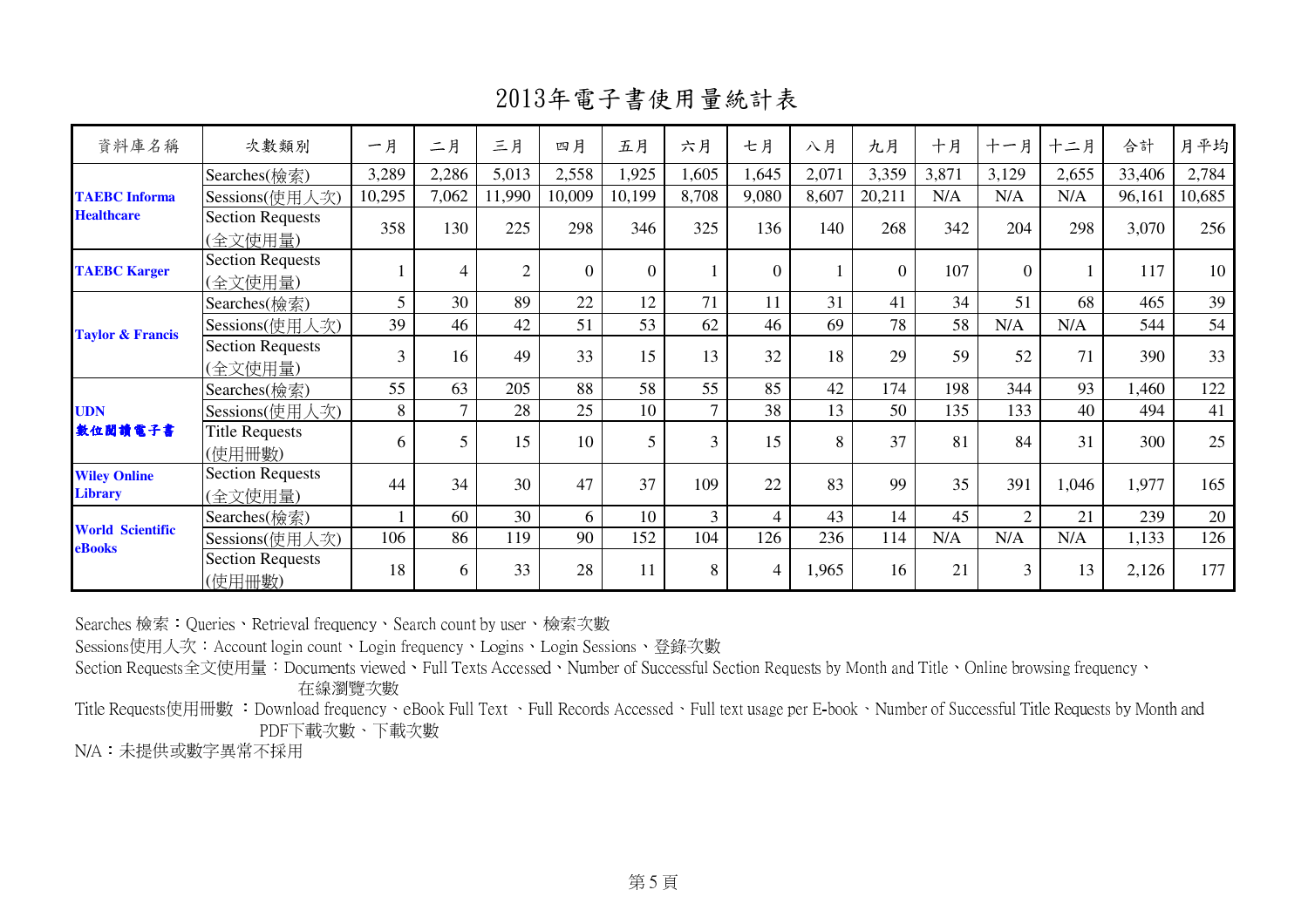# 2013年電子書使用量統計表

| 資料庫名稱 | 次數類別 | 一月 | 二月 | 三月 | 四月 | 五月 | 六月 | 七月 | 八月 | 九月 | 十月 | 十一月 | 十二月 | 合計 | 月平均 |
|---|---|---|---|---|---|---|---|---|---|---|---|---|---|---|---|
| **TAEBC Informa Healthcare** | Searches(檢索) | 3,289 | 2,286 | 5,013 | 2,558 | 1,925 | 1,605 | 1,645 | 2,071 | 3,359 | 3,871 | 3,129 | 2,655 | 33,406 | 2,784 |
| | Sessions(使用人次) | 10,295 | 7,062 | 11,990 | 10,009 | 10,199 | 8,708 | 9,080 | 8,607 | 20,211 | N/A | N/A | N/A | 96,161 | 10,685 |
| | Section Requests (全文使用量) | 358 | 130 | 225 | 298 | 346 | 325 | 136 | 140 | 268 | 342 | 204 | 298 | 3,070 | 256 |
| **TAEBC Karger** | Section Requests (全文使用量) | 1 | 4 | 2 | 0 | 0 | 1 | 0 | 1 | 0 | 107 | 0 | 1 | 117 | 10 |
| **Taylor & Francis** | Searches(檢索) | 5 | 30 | 89 | 22 | 12 | 71 | 11 | 31 | 41 | 34 | 51 | 68 | 465 | 39 |
| | Sessions(使用人次) | 39 | 46 | 42 | 51 | 53 | 62 | 46 | 69 | 78 | 58 | N/A | N/A | 544 | 54 |
| | Section Requests (全文使用量) | 3 | 16 | 49 | 33 | 15 | 13 | 32 | 18 | 29 | 59 | 52 | 71 | 390 | 33 |
| **UDN 數位閱讀電子書** | Searches(檢索) | 55 | 63 | 205 | 88 | 58 | 55 | 85 | 42 | 174 | 198 | 344 | 93 | 1,460 | 122 |
| | Sessions(使用人次) | 8 | 7 | 28 | 25 | 10 | 7 | 38 | 13 | 50 | 135 | 133 | 40 | 494 | 41 |
| | Title Requests (使用冊數) | 6 | 5 | 15 | 10 | 5 | 3 | 15 | 8 | 37 | 81 | 84 | 31 | 300 | 25 |
| **Wiley Online Library** | Section Requests (全文使用量) | 44 | 34 | 30 | 47 | 37 | 109 | 22 | 83 | 99 | 35 | 391 | 1,046 | 1,977 | 165 |
| **World Scientific eBooks** | Searches(檢索) | 1 | 60 | 30 | 6 | 10 | 3 | 4 | 43 | 14 | 45 | 2 | 21 | 239 | 20 |
| | Sessions(使用人次) | 106 | 86 | 119 | 90 | 152 | 104 | 126 | 236 | 114 | N/A | N/A | N/A | 1,133 | 126 |
| | Section Requests (使用冊數) | 18 | 6 | 33 | 28 | 11 | 8 | 4 | 1,965 | 16 | 21 | 3 | 13 | 2,126 | 177 |

Searches 檢索：Queries、Retrieval frequency、Search count by user、檢索次數

Sessions使用人次：Account login count、Login frequency、Logins、Login Sessions、登錄次數

Section Requests全文使用量：Documents viewed、Full Texts Accessed、Number of Successful Section Requests by Month and Title、Online browsing frequency、在線瀏覽次數

Title Requests使用冊數 ：Download frequency、eBook Full Text 、Full Records Accessed、Full text usage per E-book、Number of Successful Title Requests by Month and PDF下載次數、下載次數

N/A：未提供或數字異常不採用